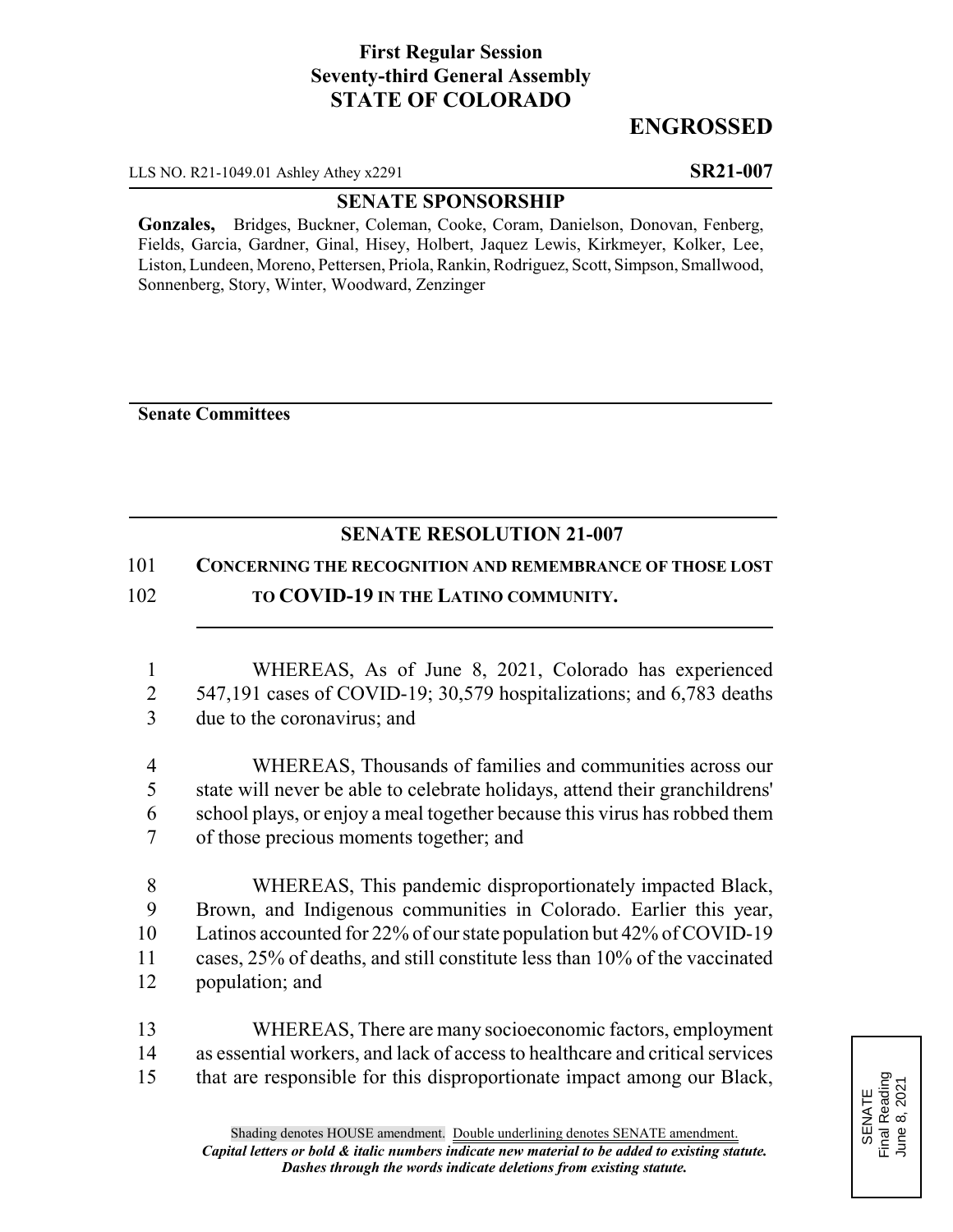**First Regular Session**
**Seventy-third General Assembly**
**STATE OF COLORADO**

# ENGROSSED

LLS NO. R21-1049.01 Ashley Athey x2291 **SR21-007**

**SENATE SPONSORSHIP**

**Gonzales,** Bridges, Buckner, Coleman, Cooke, Coram, Danielson, Donovan, Fenberg, Fields, Garcia, Gardner, Ginal, Hisey, Holbert, Jaquez Lewis, Kirkmeyer, Kolker, Lee, Liston, Lundeen, Moreno, Pettersen, Priola, Rankin, Rodriguez, Scott, Simpson, Smallwood, Sonnenberg, Story, Winter, Woodward, Zenzinger

**Senate Committees**

## SENATE RESOLUTION 21-007

101 **CONCERNING THE RECOGNITION AND REMEMBRANCE OF THOSE LOST**
102 **TO COVID-19 IN THE LATINO COMMUNITY.**

1 WHEREAS, As of June 8, 2021, Colorado has experienced
2 547,191 cases of COVID-19; 30,579 hospitalizations; and 6,783 deaths
3 due to the coronavirus; and

4 WHEREAS, Thousands of families and communities across our
5 state will never be able to celebrate holidays, attend their granchildrens'
6 school plays, or enjoy a meal together because this virus has robbed them
7 of those precious moments together; and

8 WHEREAS, This pandemic disproportionately impacted Black,
9 Brown, and Indigenous communities in Colorado. Earlier this year,
10 Latinos accounted for 22% of our state population but 42% of COVID-19
11 cases, 25% of deaths, and still constitute less than 10% of the vaccinated
12 population; and

13 WHEREAS, There are many socioeconomic factors, employment
14 as essential workers, and lack of access to healthcare and critical services
15 that are responsible for this disproportionate impact among our Black,

SENATE
Final Reading
June 8, 2021

Shading denotes HOUSE amendment. Double underlining denotes SENATE amendment.
*Capital letters or bold & italic numbers indicate new material to be added to existing statute.*
*Dashes through the words indicate deletions from existing statute.*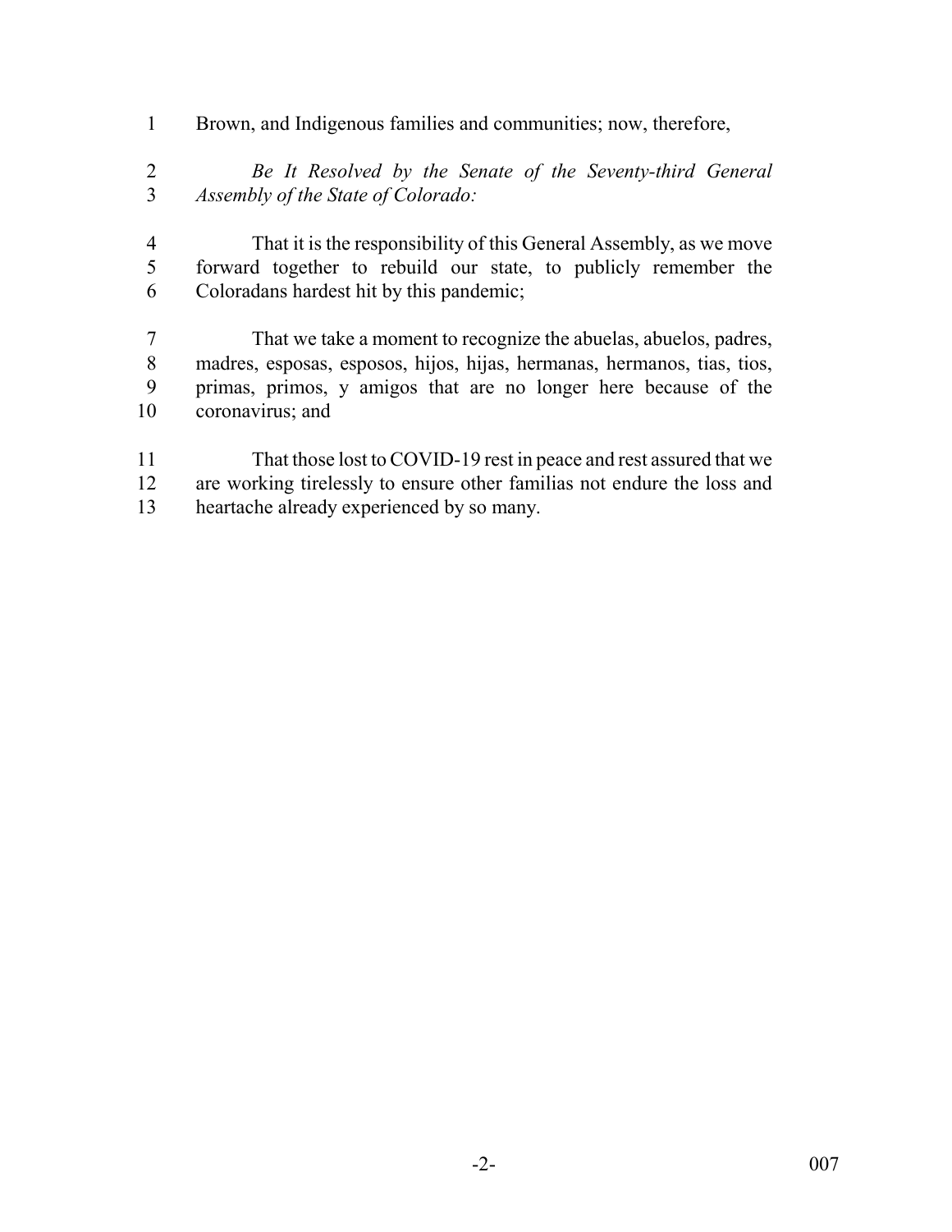Brown, and Indigenous families and communities; now, therefore,

*Be It Resolved by the Senate of the Seventy-third General Assembly of the State of Colorado:*

That it is the responsibility of this General Assembly, as we move forward together to rebuild our state, to publicly remember the Coloradans hardest hit by this pandemic;

That we take a moment to recognize the abuelas, abuelos, padres, madres, esposas, esposos, hijos, hijas, hermanas, hermanos, tias, tios, primas, primos, y amigos that are no longer here because of the coronavirus; and

That those lost to COVID-19 rest in peace and rest assured that we are working tirelessly to ensure other familias not endure the loss and heartache already experienced by so many.